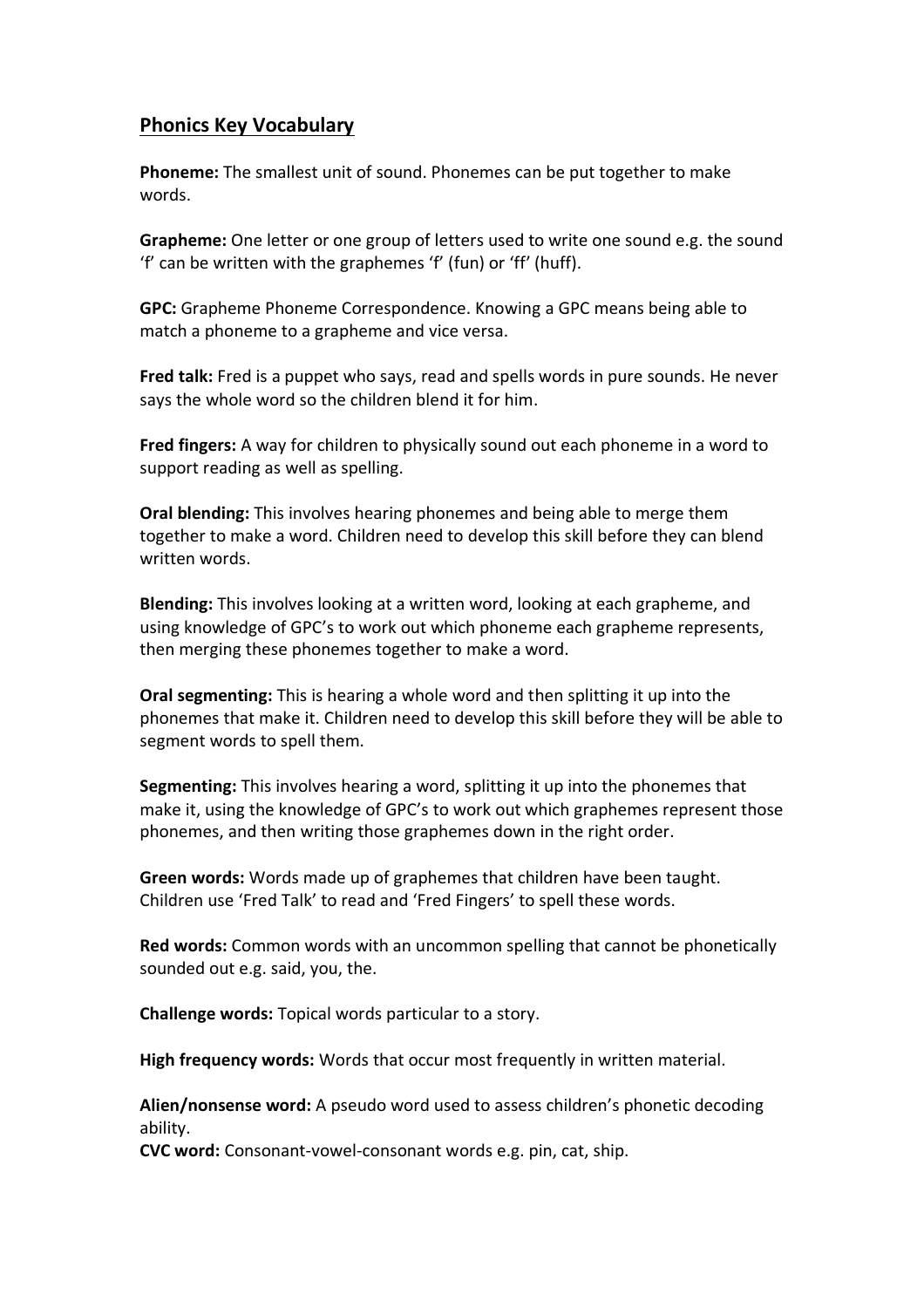## Phonics Key Vocabulary

**Phoneme:** The smallest unit of sound. Phonemes can be put together to make words.

**Grapheme:** One letter or one group of letters used to write one sound e.g. the sound 'f' can be written with the graphemes 'f' (fun) or 'ff' (huff).

**GPC:** Grapheme Phoneme Correspondence. Knowing a GPC means being able to match a phoneme to a grapheme and vice versa.

**Fred talk:** Fred is a puppet who says, read and spells words in pure sounds. He never says the whole word so the children blend it for him.

**Fred fingers:** A way for children to physically sound out each phoneme in a word to support reading as well as spelling.

**Oral blending:** This involves hearing phonemes and being able to merge them together to make a word. Children need to develop this skill before they can blend written words.

**Blending:** This involves looking at a written word, looking at each grapheme, and using knowledge of GPC's to work out which phoneme each grapheme represents, then merging these phonemes together to make a word.

**Oral segmenting:** This is hearing a whole word and then splitting it up into the phonemes that make it. Children need to develop this skill before they will be able to segment words to spell them.

**Segmenting:** This involves hearing a word, splitting it up into the phonemes that make it, using the knowledge of GPC's to work out which graphemes represent those phonemes, and then writing those graphemes down in the right order.

**Green words:** Words made up of graphemes that children have been taught. Children use 'Fred Talk' to read and 'Fred Fingers' to spell these words.

**Red words:** Common words with an uncommon spelling that cannot be phonetically sounded out e.g. said, you, the.

**Challenge words:** Topical words particular to a story.

**High frequency words:** Words that occur most frequently in written material.

**Alien/nonsense word:** A pseudo word used to assess children's phonetic decoding ability.

**CVC word:** Consonant-vowel-consonant words e.g. pin, cat, ship.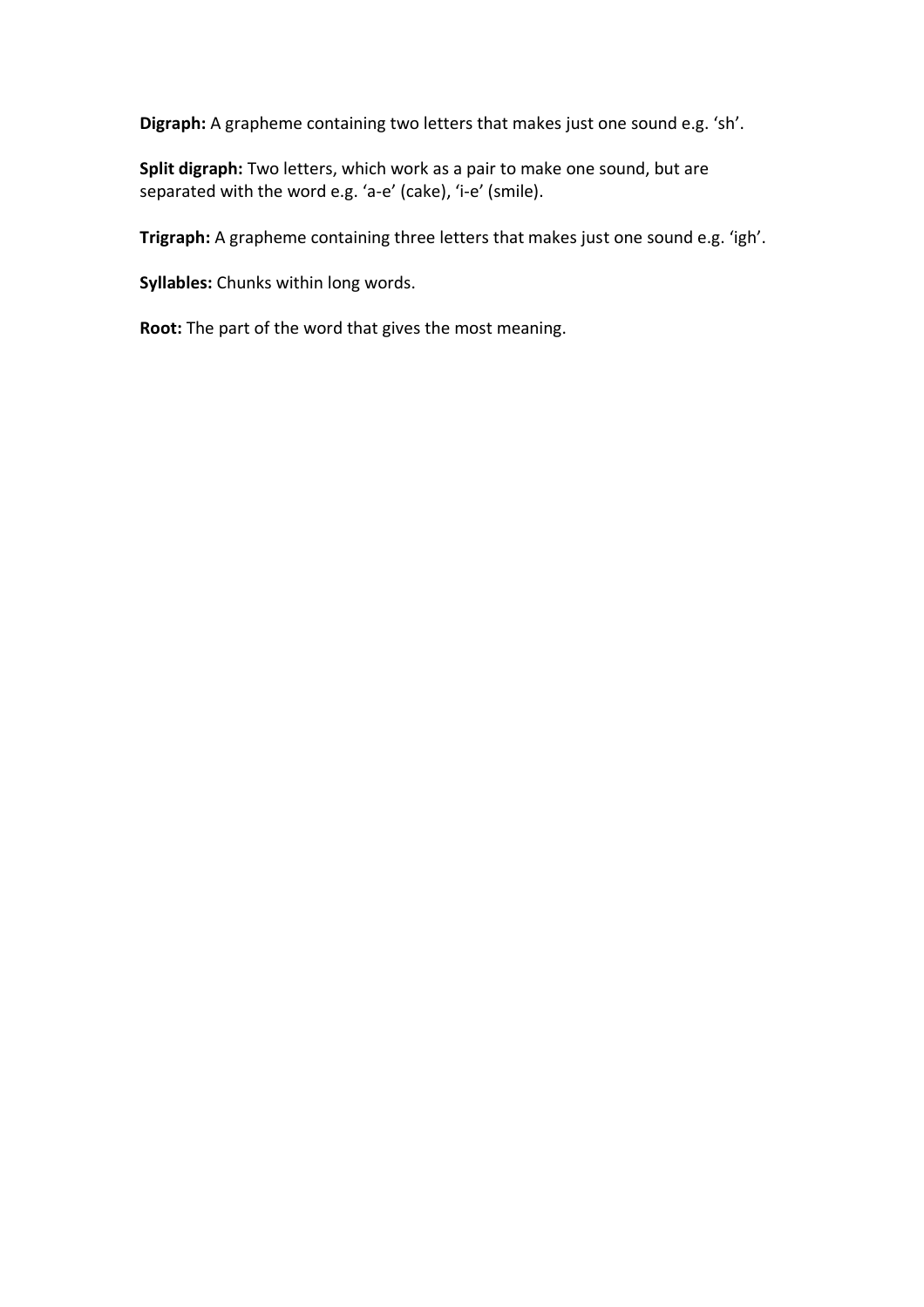**Digraph:** A grapheme containing two letters that makes just one sound e.g. 'sh'.

**Split digraph:** Two letters, which work as a pair to make one sound, but are separated with the word e.g. 'a-e' (cake), 'i-e' (smile).

**Trigraph:** A grapheme containing three letters that makes just one sound e.g. 'igh'.

**Syllables:** Chunks within long words.

**Root:** The part of the word that gives the most meaning.